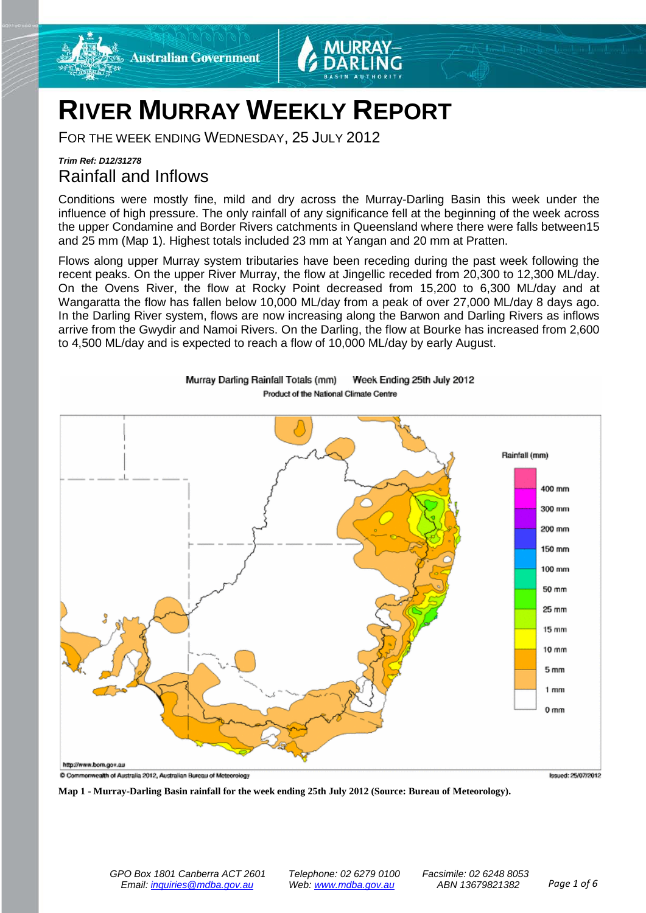# RIVER MURRAY WEEKLY REPORT

FOR THE WEEK ENDING WEDNESDAY, 25 JULY 2012

***Trim Ref: D12/31278***

## Rainfall and Inflows

Conditions were mostly fine, mild and dry across the Murray-Darling Basin this week under the influence of high pressure. The only rainfall of any significance fell at the beginning of the week across the upper Condamine and Border Rivers catchments in Queensland where there were falls between15 and 25 mm (Map 1). Highest totals included 23 mm at Yangan and 20 mm at Pratten.

Flows along upper Murray system tributaries have been receding during the past week following the recent peaks. On the upper River Murray, the flow at Jingellic receded from 20,300 to 12,300 ML/day. On the Ovens River, the flow at Rocky Point decreased from 15,200 to 6,300 ML/day and at Wangaratta the flow has fallen below 10,000 ML/day from a peak of over 27,000 ML/day 8 days ago. In the Darling River system, flows are now increasing along the Barwon and Darling Rivers as inflows arrive from the Gwydir and Namoi Rivers. On the Darling, the flow at Bourke has increased from 2,600 to 4,500 ML/day and is expected to reach a flow of 10,000 ML/day by early August.

**Map 1 - Murray-Darling Basin rainfall for the week ending 25th July 2012 (Source: Bureau of Meteorology).**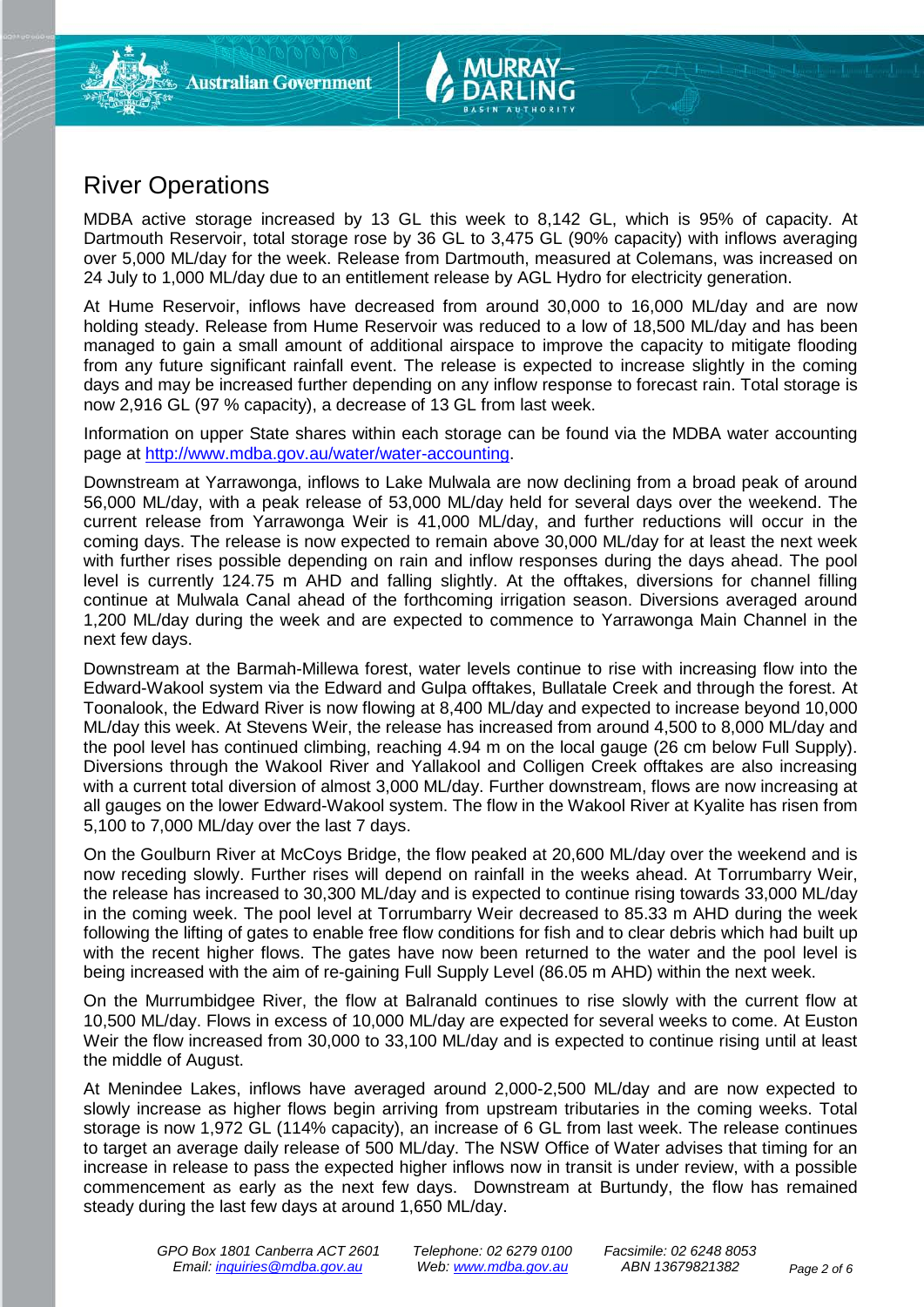# River Operations

MDBA active storage increased by 13 GL this week to 8,142 GL, which is 95% of capacity. At Dartmouth Reservoir, total storage rose by 36 GL to 3,475 GL (90% capacity) with inflows averaging over 5,000 ML/day for the week. Release from Dartmouth, measured at Colemans, was increased on 24 July to 1,000 ML/day due to an entitlement release by AGL Hydro for electricity generation.

At Hume Reservoir, inflows have decreased from around 30,000 to 16,000 ML/day and are now holding steady. Release from Hume Reservoir was reduced to a low of 18,500 ML/day and has been managed to gain a small amount of additional airspace to improve the capacity to mitigate flooding from any future significant rainfall event. The release is expected to increase slightly in the coming days and may be increased further depending on any inflow response to forecast rain. Total storage is now 2,916 GL (97 % capacity), a decrease of 13 GL from last week.

Information on upper State shares within each storage can be found via the MDBA water accounting page at [http://www.mdba.gov.au/water/water-accounting](http://www.mdba.gov.au/water/water-accounting).

Downstream at Yarrawonga, inflows to Lake Mulwala are now declining from a broad peak of around 56,000 ML/day, with a peak release of 53,000 ML/day held for several days over the weekend. The current release from Yarrawonga Weir is 41,000 ML/day, and further reductions will occur in the coming days. The release is now expected to remain above 30,000 ML/day for at least the next week with further rises possible depending on rain and inflow responses during the days ahead. The pool level is currently 124.75 m AHD and falling slightly. At the offtakes, diversions for channel filling continue at Mulwala Canal ahead of the forthcoming irrigation season. Diversions averaged around 1,200 ML/day during the week and are expected to commence to Yarrawonga Main Channel in the next few days.

Downstream at the Barmah-Millewa forest, water levels continue to rise with increasing flow into the Edward-Wakool system via the Edward and Gulpa offtakes, Bullatale Creek and through the forest. At Toonalook, the Edward River is now flowing at 8,400 ML/day and expected to increase beyond 10,000 ML/day this week. At Stevens Weir, the release has increased from around 4,500 to 8,000 ML/day and the pool level has continued climbing, reaching 4.94 m on the local gauge (26 cm below Full Supply). Diversions through the Wakool River and Yallakool and Colligen Creek offtakes are also increasing with a current total diversion of almost 3,000 ML/day. Further downstream, flows are now increasing at all gauges on the lower Edward-Wakool system. The flow in the Wakool River at Kyalite has risen from 5,100 to 7,000 ML/day over the last 7 days.

On the Goulburn River at McCoys Bridge, the flow peaked at 20,600 ML/day over the weekend and is now receding slowly. Further rises will depend on rainfall in the weeks ahead. At Torrumbarry Weir, the release has increased to 30,300 ML/day and is expected to continue rising towards 33,000 ML/day in the coming week. The pool level at Torrumbarry Weir decreased to 85.33 m AHD during the week following the lifting of gates to enable free flow conditions for fish and to clear debris which had built up with the recent higher flows. The gates have now been returned to the water and the pool level is being increased with the aim of re-gaining Full Supply Level (86.05 m AHD) within the next week.

On the Murrumbidgee River, the flow at Balranald continues to rise slowly with the current flow at 10,500 ML/day. Flows in excess of 10,000 ML/day are expected for several weeks to come. At Euston Weir the flow increased from 30,000 to 33,100 ML/day and is expected to continue rising until at least the middle of August.

At Menindee Lakes, inflows have averaged around 2,000-2,500 ML/day and are now expected to slowly increase as higher flows begin arriving from upstream tributaries in the coming weeks. Total storage is now 1,972 GL (114% capacity), an increase of 6 GL from last week. The release continues to target an average daily release of 500 ML/day. The NSW Office of Water advises that timing for an increase in release to pass the expected higher inflows now in transit is under review, with a possible commencement as early as the next few days. Downstream at Burtundy, the flow has remained steady during the last few days at around 1,650 ML/day.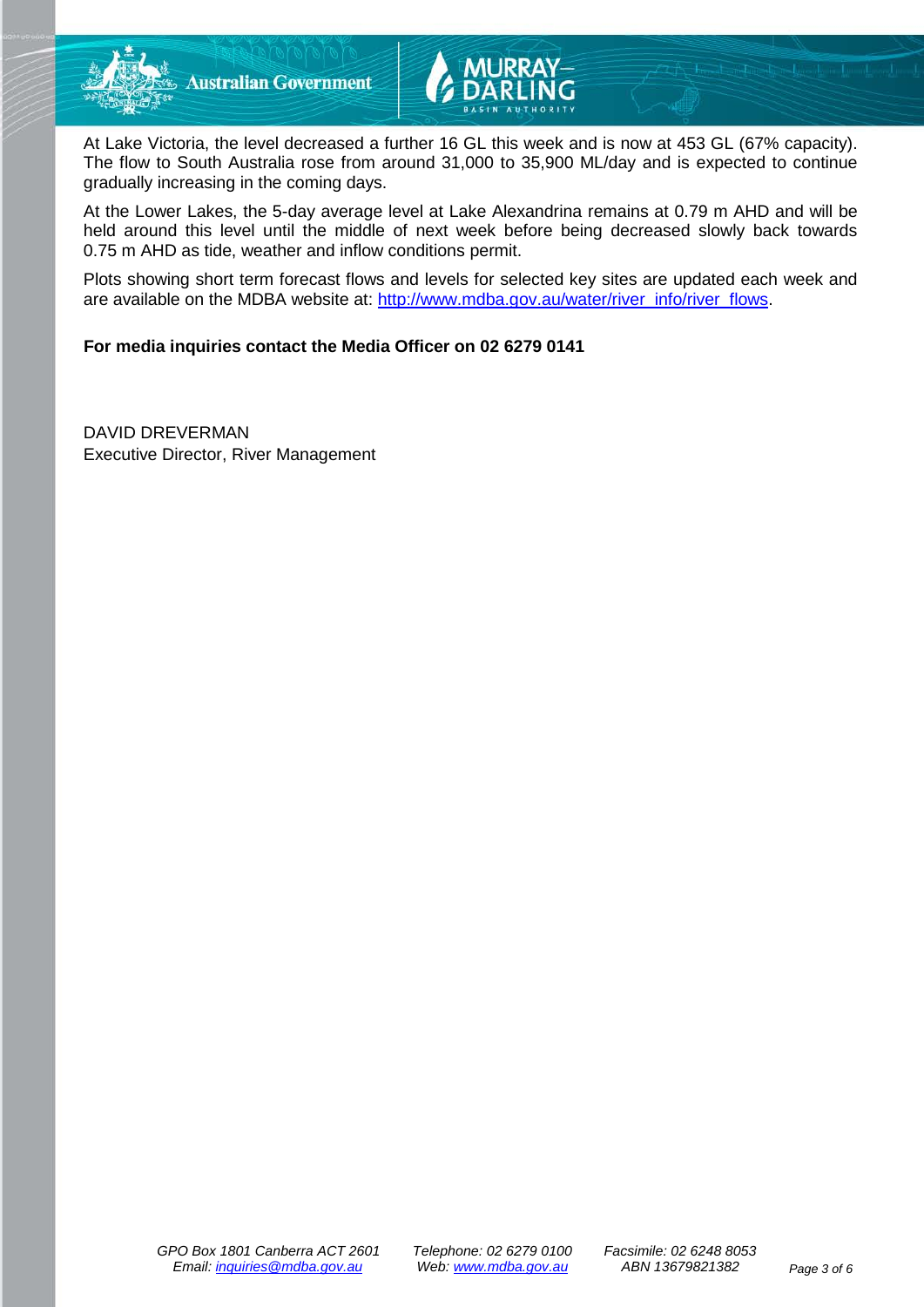At Lake Victoria, the level decreased a further 16 GL this week and is now at 453 GL (67% capacity). The flow to South Australia rose from around 31,000 to 35,900 ML/day and is expected to continue gradually increasing in the coming days.

At the Lower Lakes, the 5-day average level at Lake Alexandrina remains at 0.79 m AHD and will be held around this level until the middle of next week before being decreased slowly back towards 0.75 m AHD as tide, weather and inflow conditions permit.

Plots showing short term forecast flows and levels for selected key sites are updated each week and are available on the MDBA website at: http://www.mdba.gov.au/water/river_info/river_flows.

**For media inquiries contact the Media Officer on 02 6279 0141**

DAVID DREVERMAN
Executive Director, River Management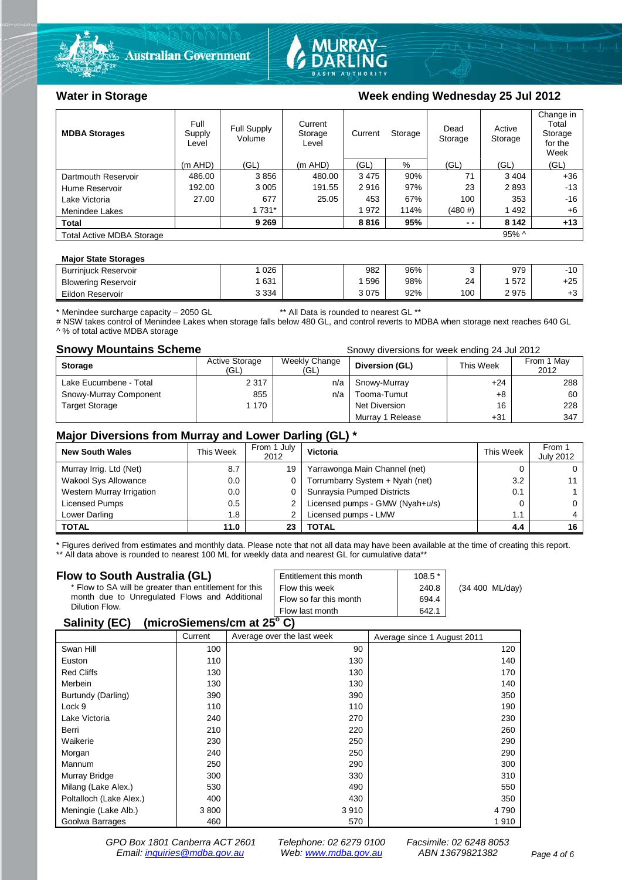## Water in Storage

**Week ending Wednesday 25 Jul 2012**

| MDBA Storages | Full Supply Level | Full Supply Volume | Current Storage Level | Current Storage | | Dead Storage | Active Storage | Change in Total Storage for the Week |
|---|---|---|---|---|---|---|---|---|
| | (m AHD) | (GL) | (m AHD) | (GL) | % | (GL) | (GL) | (GL) |
| Dartmouth Reservoir | 486.00 | 3 856 | 480.00 | 3 475 | 90% | 71 | 3 404 | +36 |
| Hume Reservoir | 192.00 | 3 005 | 191.55 | 2 916 | 97% | 23 | 2 893 | -13 |
| Lake Victoria | 27.00 | 677 | 25.05 | 453 | 67% | 100 | 353 | -16 |
| Menindee Lakes | | 1 731* | | 1 972 | 114% | (480 #) | 1 492 | +6 |
| **Total** | | **9 269** | | **8 816** | **95%** | **- -** | **8 142** | **+13** |
| Total Active MDBA Storage | | | | | | | 95% ^ | |

**Major State Storages**

| | | | | | | | |
|---|---|---|---|---|---|---|---|
| Burrinjuck Reservoir | 1 026 | | 982 | 96% | 3 | 979 | -10 |
| Blowering Reservoir | 1 631 | | 1 596 | 98% | 24 | 1 572 | +25 |
| Eildon Reservoir | 3 334 | | 3 075 | 92% | 100 | 2 975 | +3 |

\* Menindee surcharge capacity – 2050 GL ** All Data is rounded to nearest GL **
# NSW takes control of Menindee Lakes when storage falls below 480 GL, and control reverts to MDBA when storage next reaches 640 GL
^ % of total active MDBA storage

## Snowy Mountains Scheme

Snowy diversions for week ending 24 Jul 2012

| Storage | Active Storage (GL) | Weekly Change (GL) | Diversion (GL) | This Week | From 1 May 2012 |
|---|---|---|---|---|---|
| Lake Eucumbene - Total | 2 317 | n/a | Snowy-Murray | +24 | 288 |
| Snowy-Murray Component | 855 | n/a | Tooma-Tumut | +8 | 60 |
| Target Storage | 1 170 | | Net Diversion | 16 | 228 |
| | | | Murray 1 Release | +31 | 347 |

## Major Diversions from Murray and Lower Darling (GL) *

| New South Wales | This Week | From 1 July 2012 | Victoria | This Week | From 1 July 2012 |
|---|---|---|---|---|---|
| Murray Irrig. Ltd (Net) | 8.7 | 19 | Yarrawonga Main Channel (net) | 0 | 0 |
| Wakool Sys Allowance | 0.0 | 0 | Torrumbarry System + Nyah (net) | 3.2 | 11 |
| Western Murray Irrigation | 0.0 | 0 | Sunraysia Pumped Districts | 0.1 | 1 |
| Licensed Pumps | 0.5 | 2 | Licensed pumps - GMW (Nyah+u/s) | 0 | 0 |
| Lower Darling | 1.8 | 2 | Licensed pumps - LMW | 1.1 | 4 |
| **TOTAL** | **11.0** | **23** | **TOTAL** | **4.4** | **16** |

\* Figures derived from estimates and monthly data. Please note that not all data may have been available at the time of creating this report.
** All data above is rounded to nearest 100 ML for weekly data and nearest GL for cumulative data**

## Flow to South Australia (GL)

\* Flow to SA will be greater than entitlement for this month due to Unregulated Flows and Additional Dilution Flow.

| | | |
|---|---|---|
| Entitlement this month | 108.5 * | |
| Flow this week | 240.8 | (34 400 ML/day) |
| Flow so far this month | 694.4 | |
| Flow last month | 642.1 | |

## Salinity (EC) (microSiemens/cm at 25° C)

| | Current | Average over the last week | Average since 1 August 2011 |
|---|---|---|---|
| Swan Hill | 100 | 90 | 120 |
| Euston | 110 | 130 | 140 |
| Red Cliffs | 130 | 130 | 170 |
| Merbein | 130 | 130 | 140 |
| Burtundy (Darling) | 390 | 390 | 350 |
| Lock 9 | 110 | 110 | 190 |
| Lake Victoria | 240 | 270 | 230 |
| Berri | 210 | 220 | 260 |
| Waikerie | 230 | 250 | 290 |
| Morgan | 240 | 250 | 290 |
| Mannum | 250 | 290 | 300 |
| Murray Bridge | 300 | 330 | 310 |
| Milang (Lake Alex.) | 530 | 490 | 550 |
| Poltalloch (Lake Alex.) | 400 | 430 | 350 |
| Meningie (Lake Alb.) | 3 800 | 3 910 | 4 790 |
| Goolwa Barrages | 460 | 570 | 1 910 |

GPO Box 1801 Canberra ACT 2601 Telephone: 02 6279 0100 Facsimile: 02 6248 8053
Email: inquiries@mdba.gov.au Web: www.mdba.gov.au ABN 13679821382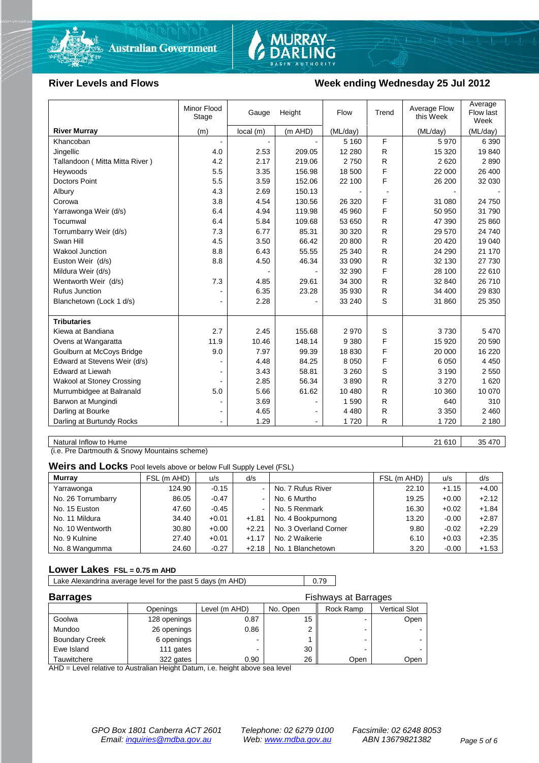## River Levels and Flows

## Week ending Wednesday 25 Jul 2012

| River Murray | Minor Flood Stage (m) | Gauge Height local (m) | Gauge Height (m AHD) | Flow (ML/day) | Trend | Average Flow this Week (ML/day) | Average Flow last Week (ML/day) |
|---|---|---|---|---|---|---|---|
| Khancoban | - | - | - | 5 160 | F | 5 970 | 6 390 |
| Jingellic | 4.0 | 2.53 | 209.05 | 12 280 | R | 15 320 | 19 840 |
| Tallandoon ( Mitta Mitta River ) | 4.2 | 2.17 | 219.06 | 2 750 | R | 2 620 | 2 890 |
| Heywoods | 5.5 | 3.35 | 156.98 | 18 500 | F | 22 000 | 26 400 |
| Doctors Point | 5.5 | 3.59 | 152.06 | 22 100 | F | 26 200 | 32 030 |
| Albury | 4.3 | 2.69 | 150.13 | - | - | - | - |
| Corowa | 3.8 | 4.54 | 130.56 | 26 320 | F | 31 080 | 24 750 |
| Yarrawonga Weir (d/s) | 6.4 | 4.94 | 119.98 | 45 960 | F | 50 950 | 31 790 |
| Tocumwal | 6.4 | 5.84 | 109.68 | 53 650 | R | 47 390 | 25 860 |
| Torrumbarry Weir (d/s) | 7.3 | 6.77 | 85.31 | 30 320 | R | 29 570 | 24 740 |
| Swan Hill | 4.5 | 3.50 | 66.42 | 20 800 | R | 20 420 | 19 040 |
| Wakool Junction | 8.8 | 6.43 | 55.55 | 25 340 | R | 24 290 | 21 170 |
| Euston Weir (d/s) | 8.8 | 4.50 | 46.34 | 33 090 | R | 32 130 | 27 730 |
| Mildura Weir (d/s) | | - | - | 32 390 | F | 28 100 | 22 610 |
| Wentworth Weir (d/s) | 7.3 | 4.85 | 29.61 | 34 300 | R | 32 840 | 26 710 |
| Rufus Junction | - | 6.35 | 23.28 | 35 930 | R | 34 400 | 29 830 |
| Blanchetown (Lock 1 d/s) | - | 2.28 | - | 33 240 | S | 31 860 | 25 350 |
| **Tributaries** | | | | | | | |
| Kiewa at Bandiana | 2.7 | 2.45 | 155.68 | 2 970 | S | 3 730 | 5 470 |
| Ovens at Wangaratta | 11.9 | 10.46 | 148.14 | 9 380 | F | 15 920 | 20 590 |
| Goulburn at McCoys Bridge | 9.0 | 7.97 | 99.39 | 18 830 | F | 20 000 | 16 220 |
| Edward at Stevens Weir (d/s) | - | 4.48 | 84.25 | 8 050 | F | 6 050 | 4 450 |
| Edward at Liewah | - | 3.43 | 58.81 | 3 260 | S | 3 190 | 2 550 |
| Wakool at Stoney Crossing | - | 2.85 | 56.34 | 3 890 | R | 3 270 | 1 620 |
| Murrumbidgee at Balranald | 5.0 | 5.66 | 61.62 | 10 480 | R | 10 360 | 10 070 |
| Barwon at Mungindi | - | 3.69 | - | 1 590 | R | 640 | 310 |
| Darling at Bourke | - | 4.65 | - | 4 480 | R | 3 350 | 2 460 |
| Darling at Burtundy Rocks | - | 1.29 | - | 1 720 | R | 1 720 | 2 180 |

| | Average Flow this Week | Average Flow last Week |
|---|---|---|
| Natural Inflow to Hume | 21 610 | 35 470 |

(i.e. Pre Dartmouth & Snowy Mountains scheme)

## Weirs and Locks
Pool levels above or below Full Supply Level (FSL)

| Murray | FSL (m AHD) | u/s | d/s | | FSL (m AHD) | u/s | d/s |
|---|---|---|---|---|---|---|---|
| Yarrawonga | 124.90 | -0.15 | - | No. 7 Rufus River | 22.10 | +1.15 | +4.00 |
| No. 26 Torrumbarry | 86.05 | -0.47 | - | No. 6 Murtho | 19.25 | +0.00 | +2.12 |
| No. 15 Euston | 47.60 | -0.45 | - | No. 5 Renmark | 16.30 | +0.02 | +1.84 |
| No. 11 Mildura | 34.40 | +0.01 | +1.81 | No. 4 Bookpurnong | 13.20 | -0.00 | +2.87 |
| No. 10 Wentworth | 30.80 | +0.00 | +2.21 | No. 3 Overland Corner | 9.80 | -0.02 | +2.29 |
| No. 9 Kulnine | 27.40 | +0.01 | +1.17 | No. 2 Waikerie | 6.10 | +0.03 | +2.35 |
| No. 8 Wangumma | 24.60 | -0.27 | +2.18 | No. 1 Blanchetown | 3.20 | -0.00 | +1.53 |

## Lower Lakes
FSL = 0.75 m AHD

| Lake Alexandrina average level for the past 5 days (m AHD) | 0.79 |
|---|---|

## Barrages

Fishways at Barrages

| | Openings | Level (m AHD) | No. Open | Rock Ramp | Vertical Slot |
|---|---|---|---|---|---|
| Goolwa | 128 openings | 0.87 | 15 | - | Open |
| Mundoo | 26 openings | 0.86 | 2 | - | - |
| Boundary Creek | 6 openings | - | 1 | - | - |
| Ewe Island | 111 gates | - | 30 | - | - |
| Tauwitchere | 322 gates | 0.90 | 26 | Open | Open |

AHD = Level relative to Australian Height Datum, i.e. height above sea level

*GPO Box 1801 Canberra ACT 2601* *Telephone: 02 6279 0100* *Facsimile: 02 6248 8053*
*Email: inquiries@mdba.gov.au* *Web: www.mdba.gov.au* *ABN 13679821382*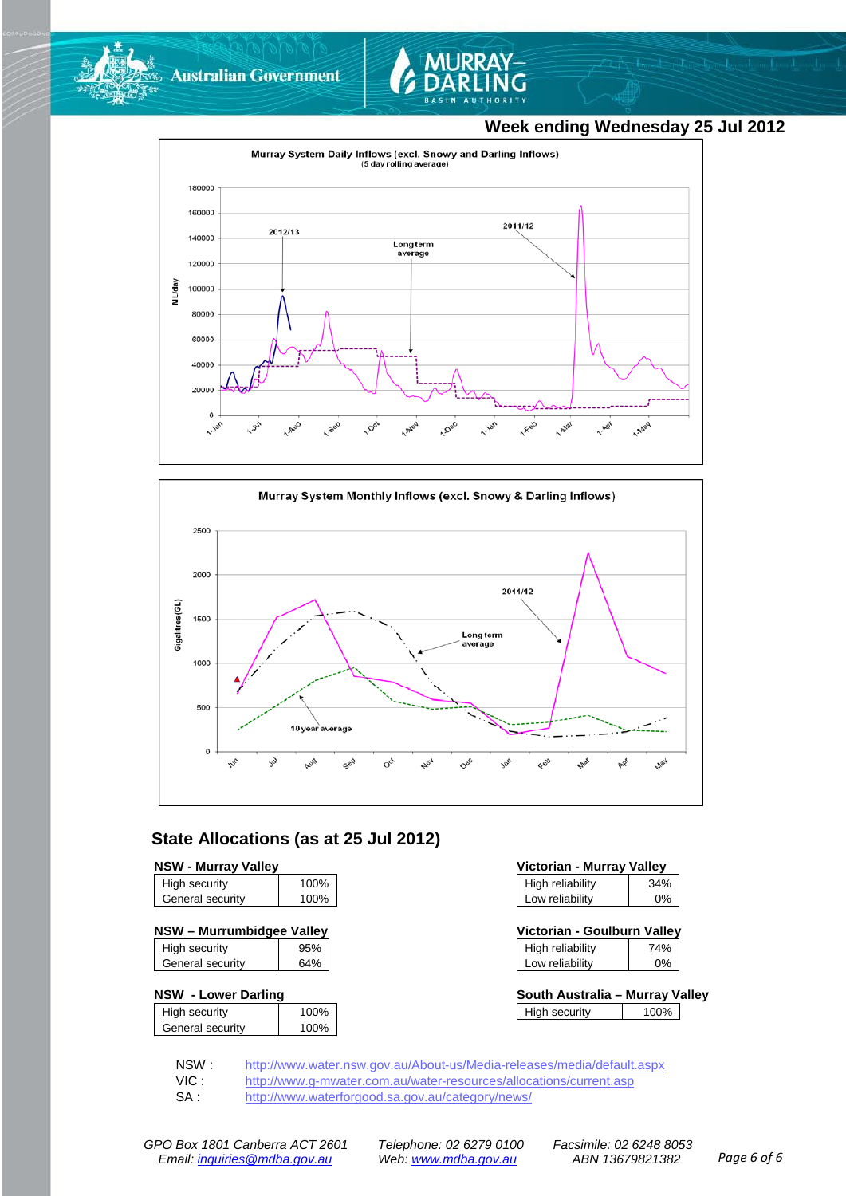Week ending Wednesday 25 Jul 2012

Murray System Daily Inflows (excl. Snowy and Darling Inflows)
(5 day rolling average)

ML/day

180000
160000
140000
120000
100000
80000
60000
40000
20000
0

2012/13
Long term average
2011/12

1-Jun
1-Jul
1-Aug
1-Sep
1-Oct
1-Nov
1-Dec
1-Jan
1-Feb
1-Mar
1-Apr
1-May

Murray System Monthly Inflows (excl. Snowy & Darling Inflows)

Gigalitres (GL)

2500
2000
1500
1000
500
0

2011/12
Long term average
10 year average

Jun
Jul
Aug
Sep
Oct
Nov
Dec
Jan
Feb
Mar
Apr
May

## State Allocations (as at 25 Jul 2012)

**NSW - Murray Valley**

| | |
|---|---|
| High security | 100% |
| General security | 100% |

**NSW – Murrumbidgee Valley**

| | |
|---|---|
| High security | 95% |
| General security | 64% |

**NSW - Lower Darling**

| | |
|---|---|
| High security | 100% |
| General security | 100% |

**Victorian - Murray Valley**

| | |
|---|---|
| High reliability | 34% |
| Low reliability | 0% |

**Victorian - Goulburn Valley**

| | |
|---|---|
| High reliability | 74% |
| Low reliability | 0% |

**South Australia – Murray Valley**

| | |
|---|---|
| High security | 100% |

NSW : http://www.water.nsw.gov.au/About-us/Media-releases/media/default.aspx
VIC : http://www.g-mwater.com.au/water-resources/allocations/current.asp
SA : http://www.waterforgood.sa.gov.au/category/news/

*GPO Box 1801 Canberra ACT 2601*
*Email: inquiries@mdba.gov.au*
*Telephone: 02 6279 0100*
*Web: www.mdba.gov.au*
*Facsimile: 02 6248 8053*
*ABN 13679821382*